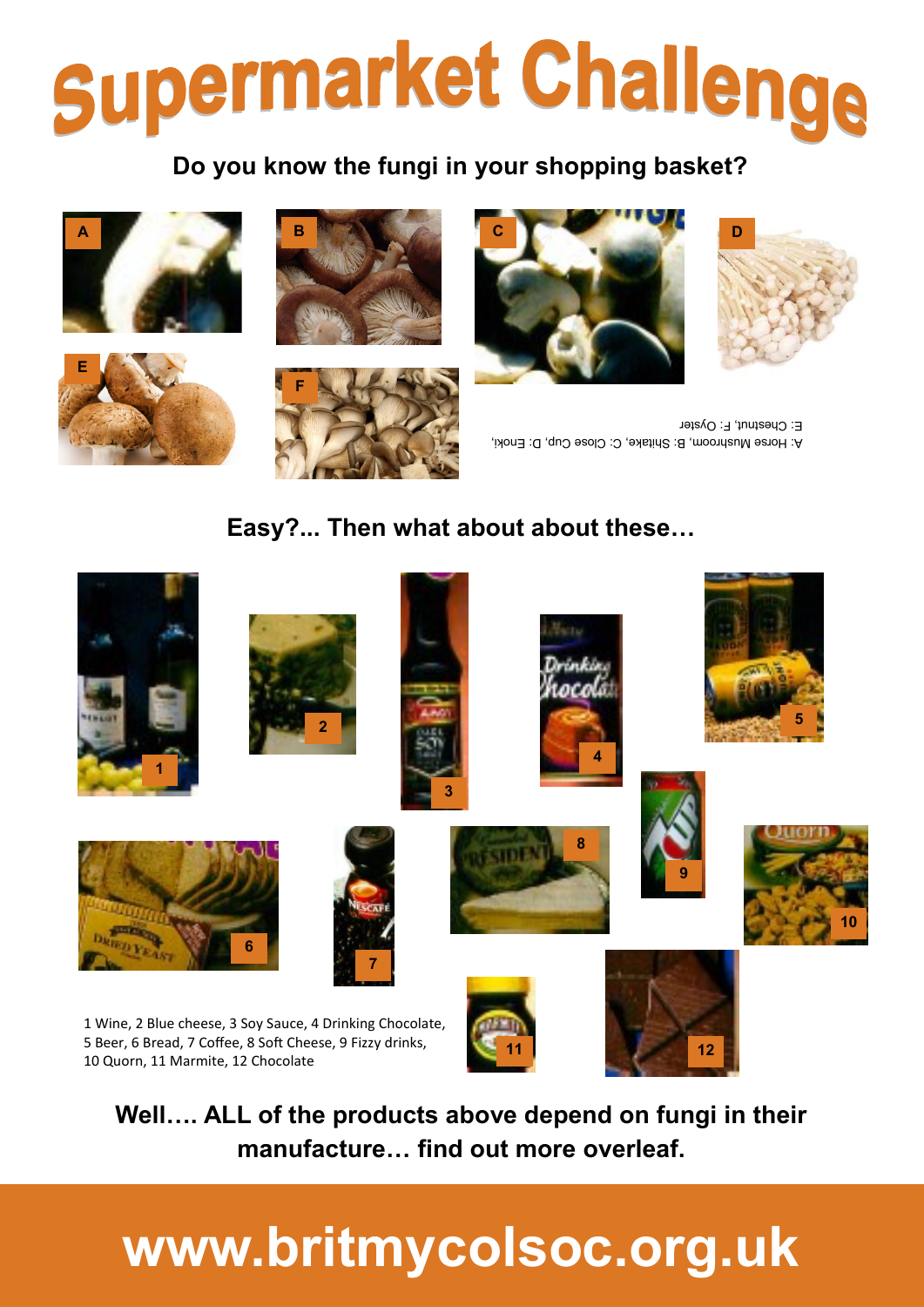# Supermarket Challenge

**Do you know the fungi in your shopping basket?**

A: Horse Mushroom, B: Shitake, C: Close Cup, D: Enoki,
E: Chestnut, F: Oyster

**Easy?... Then what about about these…**

1 Wine, 2 Blue cheese, 3 Soy Sauce, 4 Drinking Chocolate,
5 Beer, 6 Bread, 7 Coffee, 8 Soft Cheese, 9 Fizzy drinks,
10 Quorn, 11 Marmite, 12 Chocolate

**Well…. ALL of the products above depend on fungi in their manufacture… find out more overleaf.**

**www.britmycolsoc.org.uk**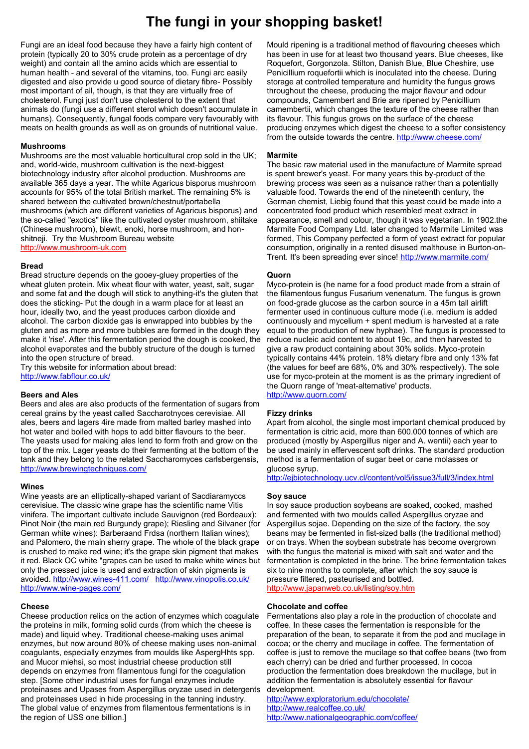# The fungi in your shopping basket!

Fungi are an ideal food because they have a fairly high content of protein (typically 20 to 30% crude protein as a percentage of dry weight) and contain all the amino acids which are essential to human health - and several of the vitamins, too. Fungi arc easily digested and also provide u good source of dietary fibre- Possibly most important of all, though, is that they are virtually free of cholesterol. Fungi just don't use cholesterol to the extent that animals do (fungi use a different sterol which doesn't accumulate in humans). Consequently, fungal foods compare very favourably with meats on health grounds as well as on grounds of nutritional value.

### Mushrooms

Mushrooms are the most valuable horticultural crop sold in the UK; and, world-wide, mushroom cultivation is the next-biggest biotechnology industry after alcohol production. Mushrooms are available 365 days a year. The white Agaricus bisporus mushroom accounts for 95% of the total British market. The remaining 5% is shared between the cultivated brown/chestnut/portabella mushrooms (which are different varieties of Agaricus bisporus) and the so-called "exotics" like the cultivated oyster mushroom, shiitake (Chinese mushroom), blewit, enoki, horse mushroom, and hon-shitneji. Try the Mushroom Bureau website http://www.mushroom-uk.com

### Bread

Bread structure depends on the gooey-gluey properties of the wheat gluten protein. Mix wheat flour with water, yeast, salt, sugar and some fat and the dough will stick to anything-it's the gluten that does the sticking- Put the dough in a warm place for at least an hour, ideally two, and the yeast produces carbon dioxide and alcohol. The carbon dioxide gas is enwrapped into bubbles by the gluten and as more and more bubbles are formed in the dough they make it 'rise'. After this fermentation period the dough is cooked, the alcohol evaporates and the bubbly structure of the dough is turned into the open structure of bread.

Try this website for information about bread: http://www.fabflour.co.uk/

### Beers and Ales

Beers and ales are also products of the fermentation of sugars from cereal grains by the yeast called Saccharotnyces cerevisiae. All ales, beers and lagers 4ire made from malted barley mashed into hot water and boiled with hops to add bitter flavours to the beer. The yeasts used for making ales lend to form froth and grow on the top of the mix. Lager yeasts do their fermenting at the bottom of the tank and they belong to the related Saccharomyces carlsbergensis, http://www.brewingtechniques.com/

### Wines

Wine yeasts are an elliptically-shaped variant of Sacdiaramyccs cerevisiue. The classic wine grape has the scientific name Vitis vinifera. The important cultivate include Sauvignon (red Bordeaux): Pinot Noir (the main red Burgundy grape); Riesling and Silvaner (for German white wines): Barberaand Frdsa (northern Italian wines); and Palomero, the main sherry grape. The whole of the black grape is crushed to make red wine; it's the grape skin pigment that makes it red. Black OC white "grapes can be used to make white wines but only the pressed juice is used and extraction of skin pigments is avoided. http://www.wines-411.com/ http://www.vinopolis.co.uk/ http://www.wine-pages.com/

### Cheese

Cheese production relics on the action of enzymes which coagulate the proteins in milk, forming solid curds (from which the cheese is made) and liquid whey. Traditional cheese-making uses animal enzymes, but now around 80% of cheese making uses non-animal coagulants, especially enzymes from moulds like AspergHhts spp. and Mucor miehsi, so most industrial cheese production still depends on enzymes from filamentous fungi for the coagulation step. [Some other industrial uses for fungal enzymes include proteinases and Upases from Aspergillus oryzae used in detergents and proteinases used in hide processing in the tanning industry. The global value of enzymes from filamentous fermentations is in the region of USS one billion.]

Mould ripening is a traditional method of flavouring cheeses which has been in use for at least two thousand years. Blue cheeses, like Roquefort, Gorgonzola. Stilton, Danish Blue, Blue Cheshire, use Penicillium roquefortii which is inoculated into the cheese. During storage at controlled temperature and humidity the fungus grows throughout the cheese, producing the major flavour and odour compounds, Camembert and Brie are ripened by Penicillium camembertii, which changes the texture of the cheese rather than its flavour. This fungus grows on the surface of the cheese producing enzymes which digest the cheese to a softer consistency from the outside towards the centre. http://www.cheese.com/

### Marmite

The basic raw material used in the manufacture of Marmite spread is spent brewer's yeast. For many years this by-product of the brewing process was seen as a nuisance rather than a potentially valuable food. Towards the end of the nineteenth century, the German chemist, Liebig found that this yeast could be made into a concentrated food product which resembled meat extract in appearance, smell and colour, though it was vegetarian. In 1902.the Marmite Food Company Ltd. later changed to Marmite Limited was formed, This Company perfected a form of yeast extract for popular consumption, originally in a rented disused malthouse in Burton-on-Trent. It's been spreading ever since! http://www.marmite.com/

### Quorn

Myco-protein is (he name for a food product made from a strain of the filamentous fungus Fusarium venenatum. The fungus is grown on food-grade glucose as the carbon source in a 45m tall airlift fermenter used in continuous culture mode (i.e. medium is added continuously and mycelium + spent medium is harvested at a rate equal to the production of new hyphae). The fungus is processed to reduce nucleic acid content to about 19c, and then harvested to give a raw product containing about 30% solids. Myco-protein typically contains 44% protein. 18% dietary fibre and only 13% fat (the values for beef are 68%, 0% and 30% respectively). The sole use for myco-protein at the moment is as the primary ingredient of the Quorn range of 'meat-alternative' products. http://www.quorn.com/

### Fizzy drinks

Apart from alcohol, the single most important chemical produced by fermentation is citric acid, more than 600.000 tonnes of which are produced (mostly by Aspergillus niger and A. wentii) each year to be used mainly in effervescent soft drinks. The standard production method is a fermentation of sugar beet or cane molasses or glucose syrup.
http://ejbiotechnology.ucv.cl/content/vol5/issue3/full/3/index.html

### Soy sauce

In soy sauce production soybeans are soaked, cooked, mashed and fermented with two moulds called Aspergillus oryzae and Aspergillus sojae. Depending on the size of the factory, the soy beans may be fermented in fist-sized balls (the traditional method) or on trays. When the soybean substrate has become overgrown with the fungus the material is mixed with salt and water and the fermentation is completed in the brine. The brine fermentation takes six to nine months to complete, after which the soy sauce is pressure filtered, pasteurised and bottled.
http://www.japanweb.co.uk/listing/soy.htm

### Chocolate and coffee

Fermentations also play a role in the production of chocolate and coffee. In these cases the fermentation is responsible for the preparation of the bean, to separate it from the pod and mucilage in cocoa; or the cherry and mucilage in coffee. The fermentation of coffee is just to remove the mucilage so that coffee beans (two from each cherry) can be dried and further processed. In cocoa production the fermentation does breakdown the mucilage, but in addition the fermentation is absolutely essential for flavour development.

http://www.exploratorium.edu/chocolate/
http://www.realcoffee.co.uk/
http://www.nationalgeographic.com/coffee/